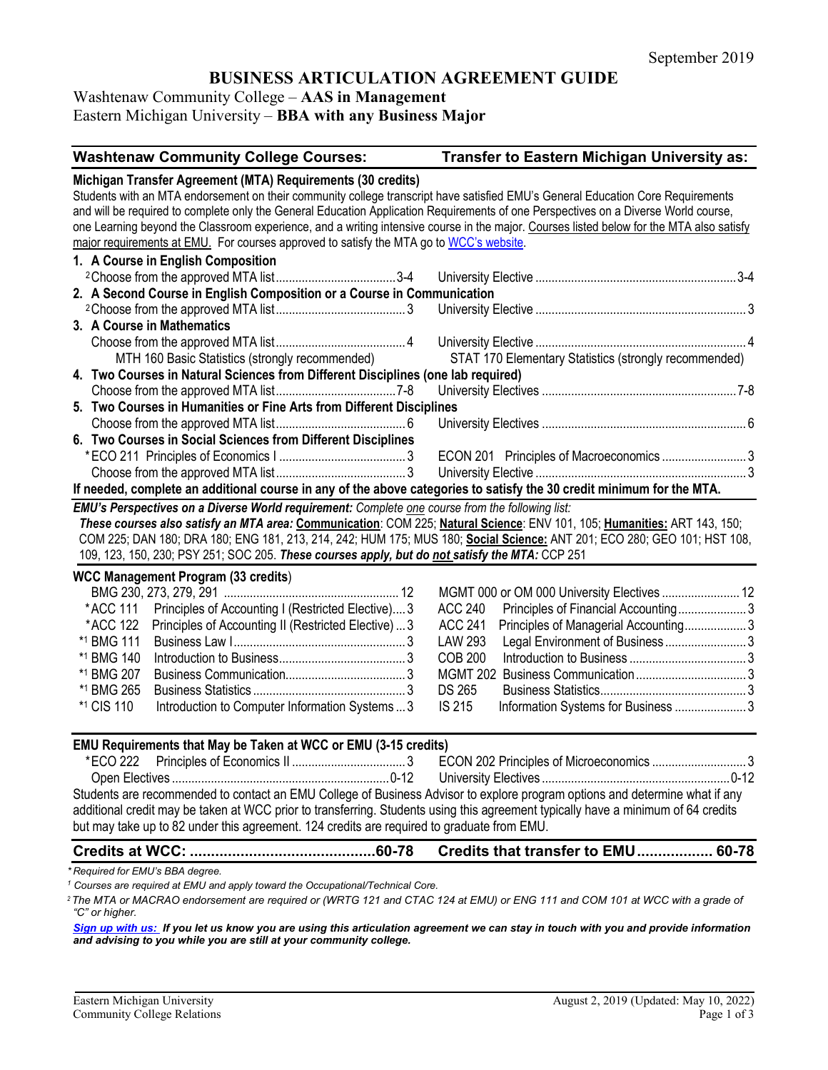September 2019

# BUSINESS ARTICULATION AGREEMENT GUIDE

Washtenaw Community College – **AAS in Management**
Eastern Michigan University – **BBA with any Business Major**

| Washtenaw Community College Courses: | | Transfer to Eastern Michigan University as: | |
|---|---|---|---|
| **Michigan Transfer Agreement (MTA) Requirements (30 credits)** | | | |
| Students with an MTA endorsement on their community college transcript have satisfied EMU's General Education Core Requirements and will be required to complete only the General Education Application Requirements of one Perspectives on a Diverse World course, one Learning beyond the Classroom experience, and a writing intensive course in the major. Courses listed below for the MTA also satisfy major requirements at EMU. For courses approved to satisfy the MTA go to WCC's website. | | | |
| **1. A Course in English Composition** | | | |
| [2]Choose from the approved MTA list | 3-4 | University Elective | 3-4 |
| **2. A Second Course in English Composition or a Course in Communication** | | | |
| [2]Choose from the approved MTA list | 3 | University Elective | 3 |
| **3. A Course in Mathematics** | | | |
| Choose from the approved MTA list | 4 | University Elective | 4 |
| MTH 160 Basic Statistics (strongly recommended) | | STAT 170 Elementary Statistics (strongly recommended) | |
| **4. Two Courses in Natural Sciences from Different Disciplines (one lab required)** | | | |
| Choose from the approved MTA list | 7-8 | University Electives | 7-8 |
| **5. Two Courses in Humanities or Fine Arts from Different Disciplines** | | | |
| Choose from the approved MTA list | 6 | University Electives | 6 |
| **6. Two Courses in Social Sciences from Different Disciplines** | | | |
| *ECO 211 Principles of Economics I | 3 | ECON 201 Principles of Macroeconomics | 3 |
| Choose from the approved MTA list | 3 | University Elective | 3 |
| **If needed, complete an additional course in any of the above categories to satisfy the 30 credit minimum for the MTA.** | | | |

***EMU's Perspectives on a Diverse World requirement:*** *Complete one course from the following list:*
***These courses also satisfy an MTA area:* Communication**: COM 225; **Natural Science**: ENV 101, 105; **Humanities:** ART 143, 150; COM 225; DAN 180; DRA 180; ENG 181, 213, 214, 242; HUM 175; MUS 180; **Social Science:** ANT 201; ECO 280; GEO 101; HST 108, 109, 123, 150, 230; PSY 251; SOC 205. ***These courses apply, but do not satisfy the MTA:*** CCP 251

| WCC Management Program (33 credits) | | | |
|---|---|---|---|
| BMG 230, 273, 279, 291 | 12 | MGMT 000 or OM 000 University Electives | 12 |
| *ACC 111 Principles of Accounting I (Restricted Elective) | 3 | ACC 240 Principles of Financial Accounting | 3 |
| *ACC 122 Principles of Accounting II (Restricted Elective) | 3 | ACC 241 Principles of Managerial Accounting | 3 |
| *[1] BMG 111 Business Law I | 3 | LAW 293 Legal Environment of Business | 3 |
| *[1] BMG 140 Introduction to Business | 3 | COB 200 Introduction to Business | 3 |
| *[1] BMG 207 Business Communication | 3 | MGMT 202 Business Communication | 3 |
| *[1] BMG 265 Business Statistics | 3 | DS 265 Business Statistics | 3 |
| *[1] CIS 110 Introduction to Computer Information Systems | 3 | IS 215 Information Systems for Business | 3 |

| EMU Requirements that May be Taken at WCC or EMU (3-15 credits) | | | |
|---|---|---|---|
| *ECO 222 Principles of Economics II | 3 | ECON 202 Principles of Microeconomics | 3 |
| Open Electives | 0-12 | University Electives | 0-12 |

Students are recommended to contact an EMU College of Business Advisor to explore program options and determine what if any additional credit may be taken at WCC prior to transferring. Students using this agreement typically have a minimum of 64 credits but may take up to 82 under this agreement. 124 credits are required to graduate from EMU.

| **Credits at WCC:** | **60-78** | **Credits that transfer to EMU** | **60-78** |
|---|---|---|---|

*\* Required for EMU's BBA degree.*
*[1] Courses are required at EMU and apply toward the Occupational/Technical Core.*
*[2] The MTA or MACRAO endorsement are required or (WRTG 121 and CTAC 124 at EMU) or ENG 111 and COM 101 at WCC with a grade of "C" or higher.*

***Sign up with us:*** ***If you let us know you are using this articulation agreement we can stay in touch with you and provide information and advising to you while you are still at your community college.***

Eastern Michigan University
Community College Relations

August 2, 2019 (Updated: May 10, 2022)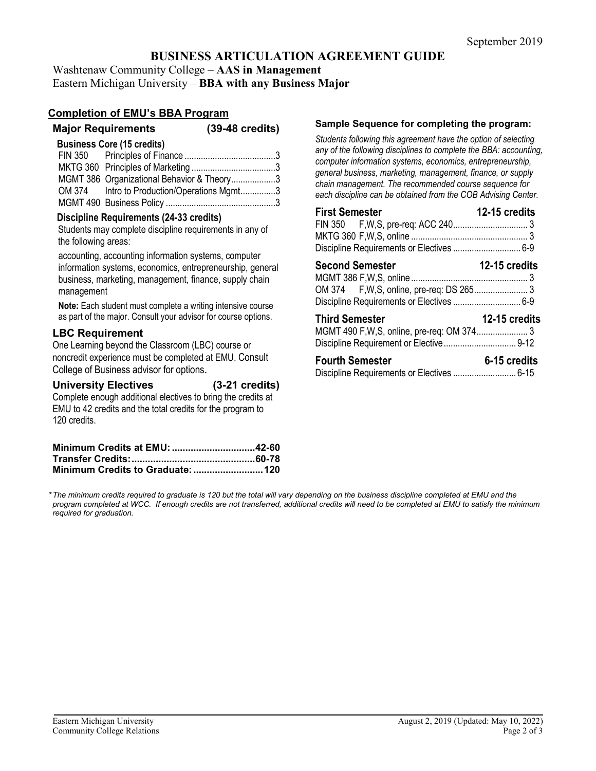September 2019

# BUSINESS ARTICULATION AGREEMENT GUIDE

Washtenaw Community College – **AAS in Management**
Eastern Michigan University – **BBA with any Business Major**

## Completion of EMU's BBA Program

### Major Requirements (39-48 credits)

**Business Core (15 credits)**

| Course | Title | Credits |
|---|---|---|
| FIN 350 | Principles of Finance | 3 |
| MKTG 360 | Principles of Marketing | 3 |
| MGMT 386 | Organizational Behavior & Theory | 3 |
| OM 374 | Intro to Production/Operations Mgmt | 3 |
| MGMT 490 | Business Policy | 3 |

**Discipline Requirements (24-33 credits)**

Students may complete discipline requirements in any of the following areas:

accounting, accounting information systems, computer information systems, economics, entrepreneurship, general business, marketing, management, finance, supply chain management

**Note:** Each student must complete a writing intensive course as part of the major. Consult your advisor for course options.

### LBC Requirement

One Learning beyond the Classroom (LBC) course or noncredit experience must be completed at EMU. Consult College of Business advisor for options.

### University Electives (3-21 credits)

Complete enough additional electives to bring the credits at EMU to 42 credits and the total credits for the program to 120 credits.

**Minimum Credits at EMU: ............................42-60**
**Transfer Credits: ............................................60-78**
**Minimum Credits to Graduate: .......................120**

### Sample Sequence for completing the program:

*Students following this agreement have the option of selecting any of the following disciplines to complete the BBA: accounting, computer information systems, economics, entrepreneurship, general business, marketing, management, finance, or supply chain management. The recommended course sequence for each discipline can be obtained from the COB Advising Center.*

**First Semester — 12-15 credits**

| Course | Details | Credits |
|---|---|---|
| FIN 350 | F,W,S, pre-req: ACC 240 | 3 |
| MKTG 360 | F,W,S, online | 3 |
| Discipline Requirements or Electives | | 6-9 |

**Second Semester — 12-15 credits**

| Course | Details | Credits |
|---|---|---|
| MGMT 386 | F,W,S, online | 3 |
| OM 374 | F,W,S, online, pre-req: DS 265 | 3 |
| Discipline Requirements or Electives | | 6-9 |

**Third Semester — 12-15 credits**

| Course | Details | Credits |
|---|---|---|
| MGMT 490 | F,W,S, online, pre-req: OM 374 | 3 |
| Discipline Requirement or Elective | | 9-12 |

**Fourth Semester — 6-15 credits**

| Course | Details | Credits |
|---|---|---|
| Discipline Requirements or Electives | | 6-15 |

*\* The minimum credits required to graduate is 120 but the total will vary depending on the business discipline completed at EMU and the program completed at WCC. If enough credits are not transferred, additional credits will need to be completed at EMU to satisfy the minimum required for graduation.*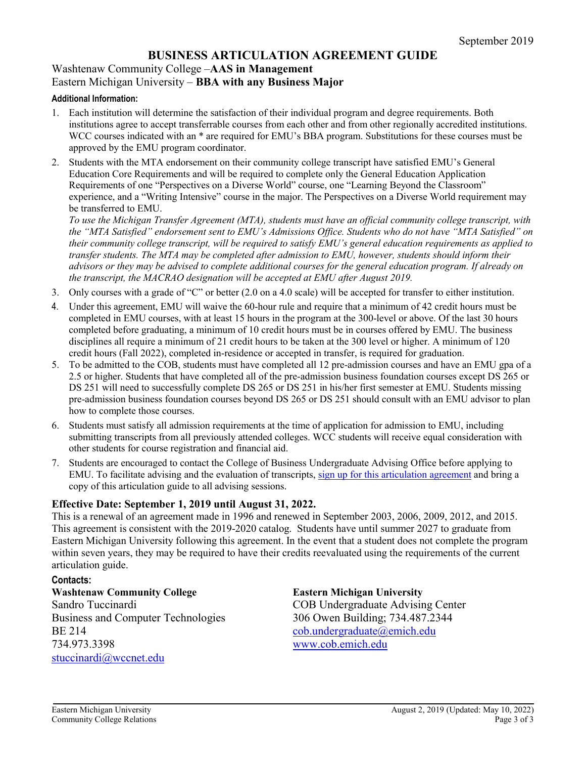September 2019

# BUSINESS ARTICULATION AGREEMENT GUIDE

## Washtenaw Community College –**AAS in Management**
## Eastern Michigan University – **BBA with any Business Major**

**Additional Information:**

1. Each institution will determine the satisfaction of their individual program and degree requirements. Both institutions agree to accept transferrable courses from each other and from other regionally accredited institutions. WCC courses indicated with an * are required for EMU's BBA program. Substitutions for these courses must be approved by the EMU program coordinator.
2. Students with the MTA endorsement on their community college transcript have satisfied EMU's General Education Core Requirements and will be required to complete only the General Education Application Requirements of one "Perspectives on a Diverse World" course, one "Learning Beyond the Classroom" experience, and a "Writing Intensive" course in the major. The Perspectives on a Diverse World requirement may be transferred to EMU.
   *To use the Michigan Transfer Agreement (MTA), students must have an official community college transcript, with the "MTA Satisfied" endorsement sent to EMU's Admissions Office. Students who do not have "MTA Satisfied" on their community college transcript, will be required to satisfy EMU's general education requirements as applied to transfer students. The MTA may be completed after admission to EMU, however, students should inform their advisors or they may be advised to complete additional courses for the general education program. If already on the transcript, the MACRAO designation will be accepted at EMU after August 2019.*
3. Only courses with a grade of "C" or better (2.0 on a 4.0 scale) will be accepted for transfer to either institution.
4. Under this agreement, EMU will waive the 60-hour rule and require that a minimum of 42 credit hours must be completed in EMU courses, with at least 15 hours in the program at the 300-level or above. Of the last 30 hours completed before graduating, a minimum of 10 credit hours must be in courses offered by EMU. The business disciplines all require a minimum of 21 credit hours to be taken at the 300 level or higher. A minimum of 120 credit hours (Fall 2022), completed in-residence or accepted in transfer, is required for graduation.
5. To be admitted to the COB, students must have completed all 12 pre-admission courses and have an EMU gpa of a 2.5 or higher. Students that have completed all of the pre-admission business foundation courses except DS 265 or DS 251 will need to successfully complete DS 265 or DS 251 in his/her first semester at EMU. Students missing pre-admission business foundation courses beyond DS 265 or DS 251 should consult with an EMU advisor to plan how to complete those courses.
6. Students must satisfy all admission requirements at the time of application for admission to EMU, including submitting transcripts from all previously attended colleges. WCC students will receive equal consideration with other students for course registration and financial aid.
7. Students are encouraged to contact the College of Business Undergraduate Advising Office before applying to EMU. To facilitate advising and the evaluation of transcripts, sign up for this articulation agreement and bring a copy of this articulation guide to all advising sessions.

**Effective Date: September 1, 2019 until August 31, 2022.**

This is a renewal of an agreement made in 1996 and renewed in September 2003, 2006, 2009, 2012, and 2015. This agreement is consistent with the 2019-2020 catalog. Students have until summer 2027 to graduate from Eastern Michigan University following this agreement. In the event that a student does not complete the program within seven years, they may be required to have their credits reevaluated using the requirements of the current articulation guide.

**Contacts:**

**Washtenaw Community College**
Sandro Tuccinardi
Business and Computer Technologies
BE 214
734.973.3398
stuccinardi@wccnet.edu

**Eastern Michigan University**
COB Undergraduate Advising Center
306 Owen Building; 734.487.2344
cob.undergraduate@emich.edu
www.cob.emich.edu